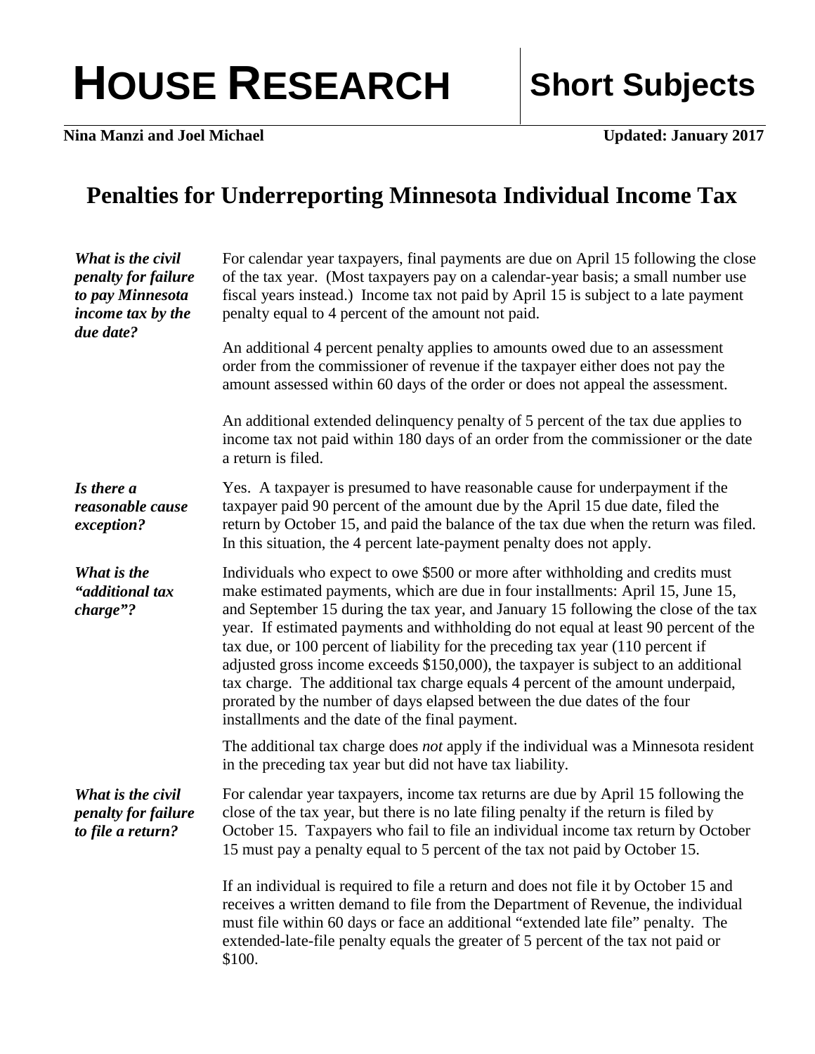# HOUSE RESEARCH | Short Subjects

**Nina Manzi and Joel Michael** **Updated: January 2017**

## Penalties for Underreporting Minnesota Individual Income Tax

***What is the civil penalty for failure to pay Minnesota income tax by the due date?***

For calendar year taxpayers, final payments are due on April 15 following the close of the tax year. (Most taxpayers pay on a calendar-year basis; a small number use fiscal years instead.) Income tax not paid by April 15 is subject to a late payment penalty equal to 4 percent of the amount not paid.

An additional 4 percent penalty applies to amounts owed due to an assessment order from the commissioner of revenue if the taxpayer either does not pay the amount assessed within 60 days of the order or does not appeal the assessment.

An additional extended delinquency penalty of 5 percent of the tax due applies to income tax not paid within 180 days of an order from the commissioner or the date a return is filed.

***Is there a reasonable cause exception?***

Yes. A taxpayer is presumed to have reasonable cause for underpayment if the taxpayer paid 90 percent of the amount due by the April 15 due date, filed the return by October 15, and paid the balance of the tax due when the return was filed. In this situation, the 4 percent late-payment penalty does not apply.

***What is the "additional tax charge"?***

Individuals who expect to owe $500 or more after withholding and credits must make estimated payments, which are due in four installments: April 15, June 15, and September 15 during the tax year, and January 15 following the close of the tax year. If estimated payments and withholding do not equal at least 90 percent of the tax due, or 100 percent of liability for the preceding tax year (110 percent if adjusted gross income exceeds $150,000), the taxpayer is subject to an additional tax charge. The additional tax charge equals 4 percent of the amount underpaid, prorated by the number of days elapsed between the due dates of the four installments and the date of the final payment.

The additional tax charge does *not* apply if the individual was a Minnesota resident in the preceding tax year but did not have tax liability.

***What is the civil penalty for failure to file a return?***

For calendar year taxpayers, income tax returns are due by April 15 following the close of the tax year, but there is no late filing penalty if the return is filed by October 15. Taxpayers who fail to file an individual income tax return by October 15 must pay a penalty equal to 5 percent of the tax not paid by October 15.

If an individual is required to file a return and does not file it by October 15 and receives a written demand to file from the Department of Revenue, the individual must file within 60 days or face an additional "extended late file" penalty. The extended-late-file penalty equals the greater of 5 percent of the tax not paid or $100.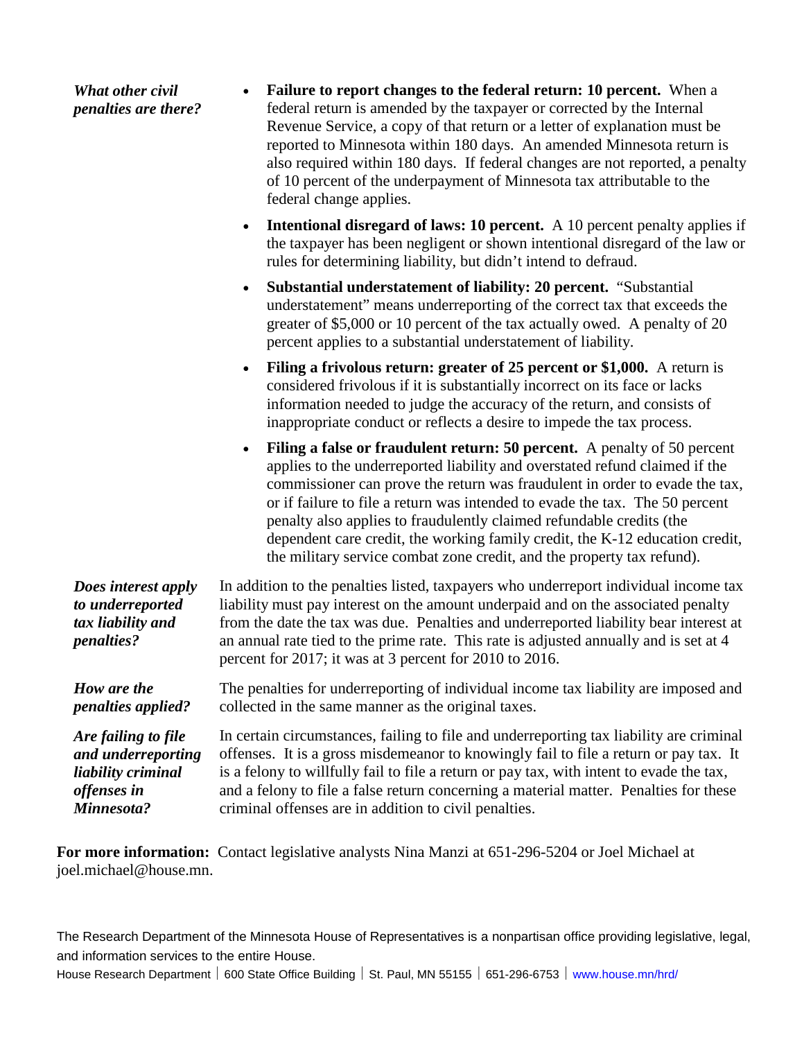*What other civil penalties are there?*

- **Failure to report changes to the federal return: 10 percent.** When a federal return is amended by the taxpayer or corrected by the Internal Revenue Service, a copy of that return or a letter of explanation must be reported to Minnesota within 180 days. An amended Minnesota return is also required within 180 days. If federal changes are not reported, a penalty of 10 percent of the underpayment of Minnesota tax attributable to the federal change applies.
- **Intentional disregard of laws: 10 percent.** A 10 percent penalty applies if the taxpayer has been negligent or shown intentional disregard of the law or rules for determining liability, but didn't intend to defraud.
- **Substantial understatement of liability: 20 percent.** "Substantial understatement" means underreporting of the correct tax that exceeds the greater of $5,000 or 10 percent of the tax actually owed. A penalty of 20 percent applies to a substantial understatement of liability.
- **Filing a frivolous return: greater of 25 percent or $1,000.** A return is considered frivolous if it is substantially incorrect on its face or lacks information needed to judge the accuracy of the return, and consists of inappropriate conduct or reflects a desire to impede the tax process.
- **Filing a false or fraudulent return: 50 percent.** A penalty of 50 percent applies to the underreported liability and overstated refund claimed if the commissioner can prove the return was fraudulent in order to evade the tax, or if failure to file a return was intended to evade the tax. The 50 percent penalty also applies to fraudulently claimed refundable credits (the dependent care credit, the working family credit, the K-12 education credit, the military service combat zone credit, and the property tax refund).

***Does interest apply to underreported tax liability and penalties?***

In addition to the penalties listed, taxpayers who underreport individual income tax liability must pay interest on the amount underpaid and on the associated penalty from the date the tax was due. Penalties and underreported liability bear interest at an annual rate tied to the prime rate. This rate is adjusted annually and is set at 4 percent for 2017; it was at 3 percent for 2010 to 2016.

***How are the penalties applied?***

The penalties for underreporting of individual income tax liability are imposed and collected in the same manner as the original taxes.

***Are failing to file and underreporting liability criminal offenses in Minnesota?***

In certain circumstances, failing to file and underreporting tax liability are criminal offenses. It is a gross misdemeanor to knowingly fail to file a return or pay tax. It is a felony to willfully fail to file a return or pay tax, with intent to evade the tax, and a felony to file a false return concerning a material matter. Penalties for these criminal offenses are in addition to civil penalties.

**For more information:** Contact legislative analysts Nina Manzi at 651-296-5204 or Joel Michael at joel.michael@house.mn.

The Research Department of the Minnesota House of Representatives is a nonpartisan office providing legislative, legal, and information services to the entire House.

House Research Department | 600 State Office Building | St. Paul, MN 55155 | 651-296-6753 | www.house.mn/hrd/